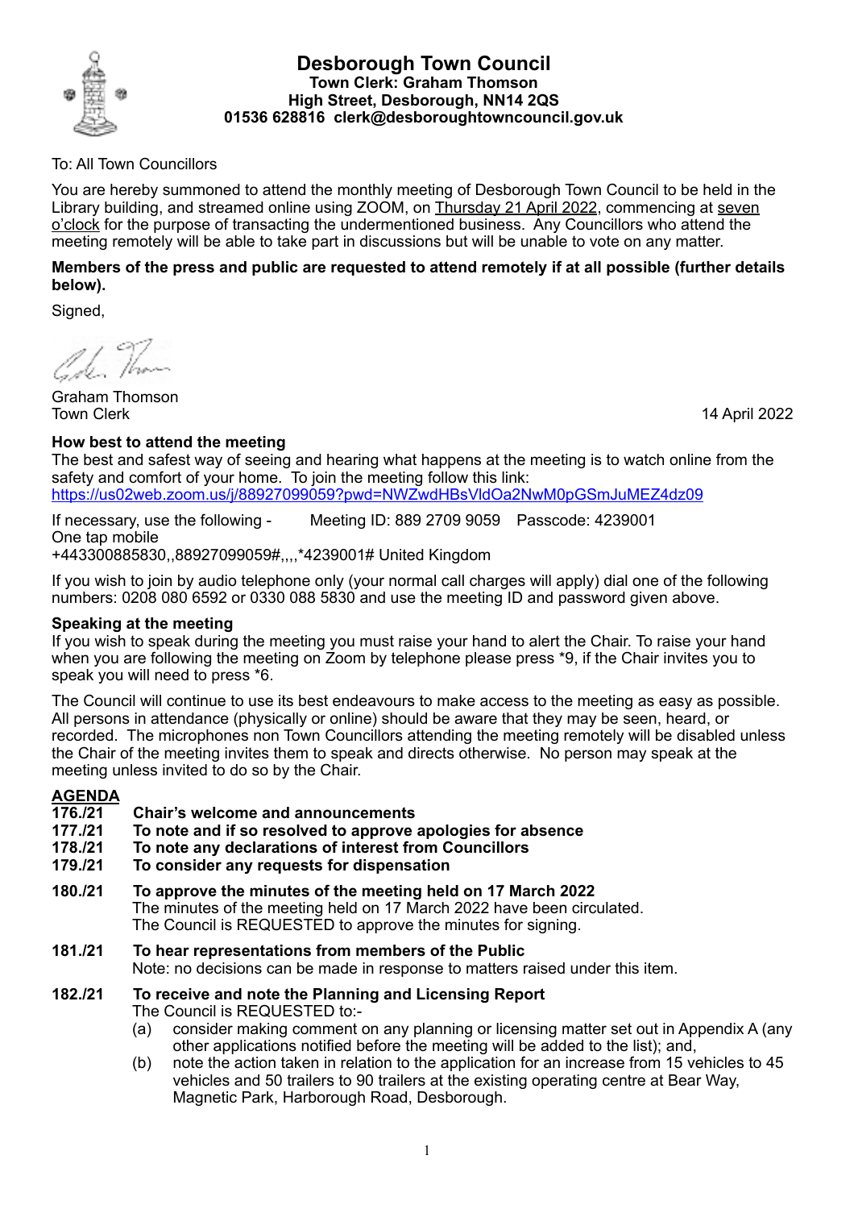# Desborough Town Council

**Town Clerk: Graham Thomson**
**High Street, Desborough, NN14 2QS**
**01536 628816 clerk@desboroughtowncouncil.gov.uk**

To: All Town Councillors

You are hereby summoned to attend the monthly meeting of Desborough Town Council to be held in the Library building, and streamed online using ZOOM, on Thursday 21 April 2022, commencing at seven o'clock for the purpose of transacting the undermentioned business. Any Councillors who attend the meeting remotely will be able to take part in discussions but will be unable to vote on any matter.

**Members of the press and public are requested to attend remotely if at all possible (further details below).**

Signed,

Graham Thomson
Town Clerk

14 April 2022

### How best to attend the meeting

The best and safest way of seeing and hearing what happens at the meeting is to watch online from the safety and comfort of your home. To join the meeting follow this link:
https://us02web.zoom.us/j/88927099059?pwd=NWZwdHBsVldOa2NwM0pGSmJuMEZ4dz09

If necessary, use the following - Meeting ID: 889 2709 9059 Passcode: 4239001
One tap mobile
+443300885830,,88927099059#,,,,*4239001# United Kingdom

If you wish to join by audio telephone only (your normal call charges will apply) dial one of the following numbers: 0208 080 6592 or 0330 088 5830 and use the meeting ID and password given above.

### Speaking at the meeting

If you wish to speak during the meeting you must raise your hand to alert the Chair. To raise your hand when you are following the meeting on Zoom by telephone please press *9, if the Chair invites you to speak you will need to press *6.

The Council will continue to use its best endeavours to make access to the meeting as easy as possible. All persons in attendance (physically or online) should be aware that they may be seen, heard, or recorded. The microphones non Town Councillors attending the meeting remotely will be disabled unless the Chair of the meeting invites them to speak and directs otherwise. No person may speak at the meeting unless invited to do so by the Chair.

## AGENDA

**176./21 Chair's welcome and announcements**

**177./21 To note and if so resolved to approve apologies for absence**

**178./21 To note any declarations of interest from Councillors**

**179./21 To consider any requests for dispensation**

**180./21 To approve the minutes of the meeting held on 17 March 2022**
The minutes of the meeting held on 17 March 2022 have been circulated.
The Council is REQUESTED to approve the minutes for signing.

**181./21 To hear representations from members of the Public**
Note: no decisions can be made in response to matters raised under this item.

**182./21 To receive and note the Planning and Licensing Report**
The Council is REQUESTED to:-

(a) consider making comment on any planning or licensing matter set out in Appendix A (any other applications notified before the meeting will be added to the list); and,

(b) note the action taken in relation to the application for an increase from 15 vehicles to 45 vehicles and 50 trailers to 90 trailers at the existing operating centre at Bear Way, Magnetic Park, Harborough Road, Desborough.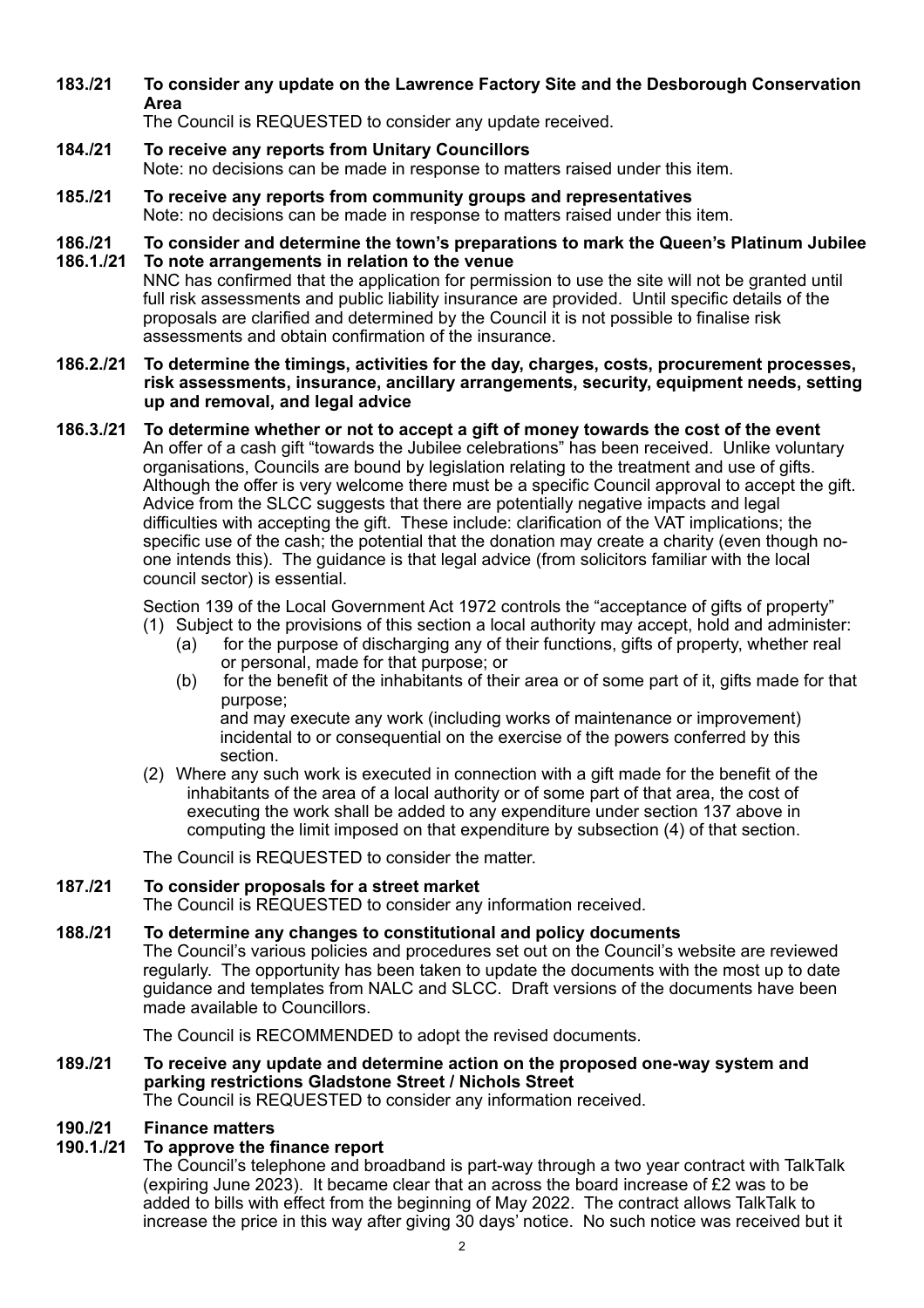**183./21 To consider any update on the Lawrence Factory Site and the Desborough Conservation Area**

The Council is REQUESTED to consider any update received.

**184./21 To receive any reports from Unitary Councillors**

Note: no decisions can be made in response to matters raised under this item.

**185./21 To receive any reports from community groups and representatives**

Note: no decisions can be made in response to matters raised under this item.

**186./21 To consider and determine the town's preparations to mark the Queen's Platinum Jubilee**

**186.1./21 To note arrangements in relation to the venue**

NNC has confirmed that the application for permission to use the site will not be granted until full risk assessments and public liability insurance are provided. Until specific details of the proposals are clarified and determined by the Council it is not possible to finalise risk assessments and obtain confirmation of the insurance.

**186.2./21 To determine the timings, activities for the day, charges, costs, procurement processes, risk assessments, insurance, ancillary arrangements, security, equipment needs, setting up and removal, and legal advice**

**186.3./21 To determine whether or not to accept a gift of money towards the cost of the event**

An offer of a cash gift "towards the Jubilee celebrations" has been received. Unlike voluntary organisations, Councils are bound by legislation relating to the treatment and use of gifts. Although the offer is very welcome there must be a specific Council approval to accept the gift. Advice from the SLCC suggests that there are potentially negative impacts and legal difficulties with accepting the gift. These include: clarification of the VAT implications; the specific use of the cash; the potential that the donation may create a charity (even though no-one intends this). The guidance is that legal advice (from solicitors familiar with the local council sector) is essential.

Section 139 of the Local Government Act 1972 controls the "acceptance of gifts of property"

(1) Subject to the provisions of this section a local authority may accept, hold and administer:
   (a) for the purpose of discharging any of their functions, gifts of property, whether real or personal, made for that purpose; or
   (b) for the benefit of the inhabitants of their area or of some part of it, gifts made for that purpose;

   and may execute any work (including works of maintenance or improvement) incidental to or consequential on the exercise of the powers conferred by this section.

(2) Where any such work is executed in connection with a gift made for the benefit of the inhabitants of the area of a local authority or of some part of that area, the cost of executing the work shall be added to any expenditure under section 137 above in computing the limit imposed on that expenditure by subsection (4) of that section.

The Council is REQUESTED to consider the matter.

**187./21 To consider proposals for a street market**

The Council is REQUESTED to consider any information received.

**188./21 To determine any changes to constitutional and policy documents**

The Council's various policies and procedures set out on the Council's website are reviewed regularly. The opportunity has been taken to update the documents with the most up to date guidance and templates from NALC and SLCC. Draft versions of the documents have been made available to Councillors.

The Council is RECOMMENDED to adopt the revised documents.

**189./21 To receive any update and determine action on the proposed one-way system and parking restrictions Gladstone Street / Nichols Street**

The Council is REQUESTED to consider any information received.

**190./21 Finance matters**

**190.1./21 To approve the finance report**

The Council's telephone and broadband is part-way through a two year contract with TalkTalk (expiring June 2023). It became clear that an across the board increase of £2 was to be added to bills with effect from the beginning of May 2022. The contract allows TalkTalk to increase the price in this way after giving 30 days' notice. No such notice was received but it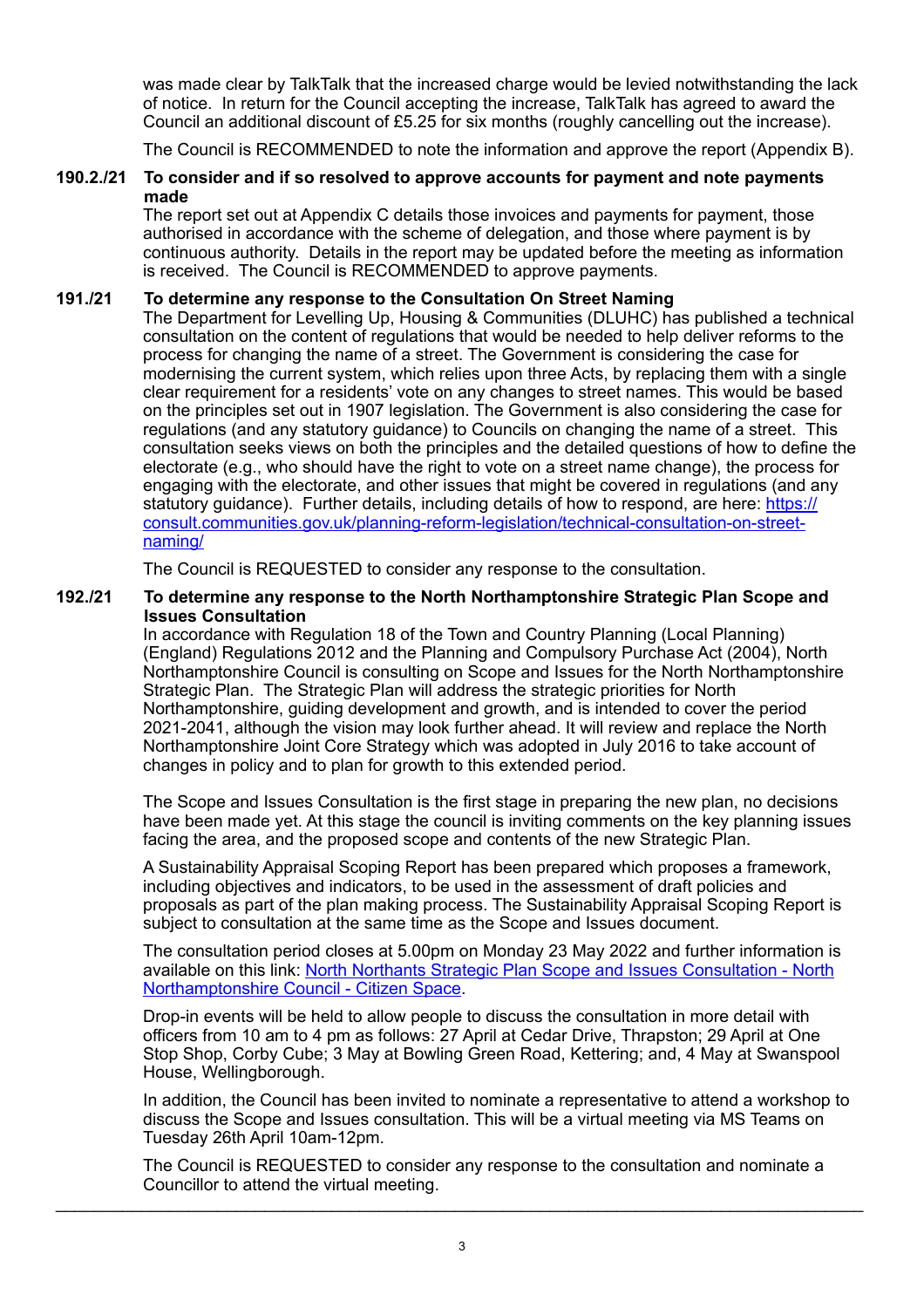was made clear by TalkTalk that the increased charge would be levied notwithstanding the lack of notice. In return for the Council accepting the increase, TalkTalk has agreed to award the Council an additional discount of £5.25 for six months (roughly cancelling out the increase).

The Council is RECOMMENDED to note the information and approve the report (Appendix B).

**190.2./21 To consider and if so resolved to approve accounts for payment and note payments made**

The report set out at Appendix C details those invoices and payments for payment, those authorised in accordance with the scheme of delegation, and those where payment is by continuous authority. Details in the report may be updated before the meeting as information is received. The Council is RECOMMENDED to approve payments.

**191./21 To determine any response to the Consultation On Street Naming**

The Department for Levelling Up, Housing & Communities (DLUHC) has published a technical consultation on the content of regulations that would be needed to help deliver reforms to the process for changing the name of a street. The Government is considering the case for modernising the current system, which relies upon three Acts, by replacing them with a single clear requirement for a residents' vote on any changes to street names. This would be based on the principles set out in 1907 legislation. The Government is also considering the case for regulations (and any statutory guidance) to Councils on changing the name of a street. This consultation seeks views on both the principles and the detailed questions of how to define the electorate (e.g., who should have the right to vote on a street name change), the process for engaging with the electorate, and other issues that might be covered in regulations (and any statutory guidance). Further details, including details of how to respond, are here: [https://consult.communities.gov.uk/planning-reform-legislation/technical-consultation-on-street-naming/](https://consult.communities.gov.uk/planning-reform-legislation/technical-consultation-on-street-naming/)

The Council is REQUESTED to consider any response to the consultation.

**192./21 To determine any response to the North Northamptonshire Strategic Plan Scope and Issues Consultation**

In accordance with Regulation 18 of the Town and Country Planning (Local Planning) (England) Regulations 2012 and the Planning and Compulsory Purchase Act (2004), North Northamptonshire Council is consulting on Scope and Issues for the North Northamptonshire Strategic Plan. The Strategic Plan will address the strategic priorities for North Northamptonshire, guiding development and growth, and is intended to cover the period 2021-2041, although the vision may look further ahead. It will review and replace the North Northamptonshire Joint Core Strategy which was adopted in July 2016 to take account of changes in policy and to plan for growth to this extended period.

The Scope and Issues Consultation is the first stage in preparing the new plan, no decisions have been made yet. At this stage the council is inviting comments on the key planning issues facing the area, and the proposed scope and contents of the new Strategic Plan.

A Sustainability Appraisal Scoping Report has been prepared which proposes a framework, including objectives and indicators, to be used in the assessment of draft policies and proposals as part of the plan making process. The Sustainability Appraisal Scoping Report is subject to consultation at the same time as the Scope and Issues document.

The consultation period closes at 5.00pm on Monday 23 May 2022 and further information is available on this link: North Northants Strategic Plan Scope and Issues Consultation - North Northamptonshire Council - Citizen Space.

Drop-in events will be held to allow people to discuss the consultation in more detail with officers from 10 am to 4 pm as follows: 27 April at Cedar Drive, Thrapston; 29 April at One Stop Shop, Corby Cube; 3 May at Bowling Green Road, Kettering; and, 4 May at Swanspool House, Wellingborough.

In addition, the Council has been invited to nominate a representative to attend a workshop to discuss the Scope and Issues consultation. This will be a virtual meeting via MS Teams on Tuesday 26th April 10am-12pm.

The Council is REQUESTED to consider any response to the consultation and nominate a Councillor to attend the virtual meeting.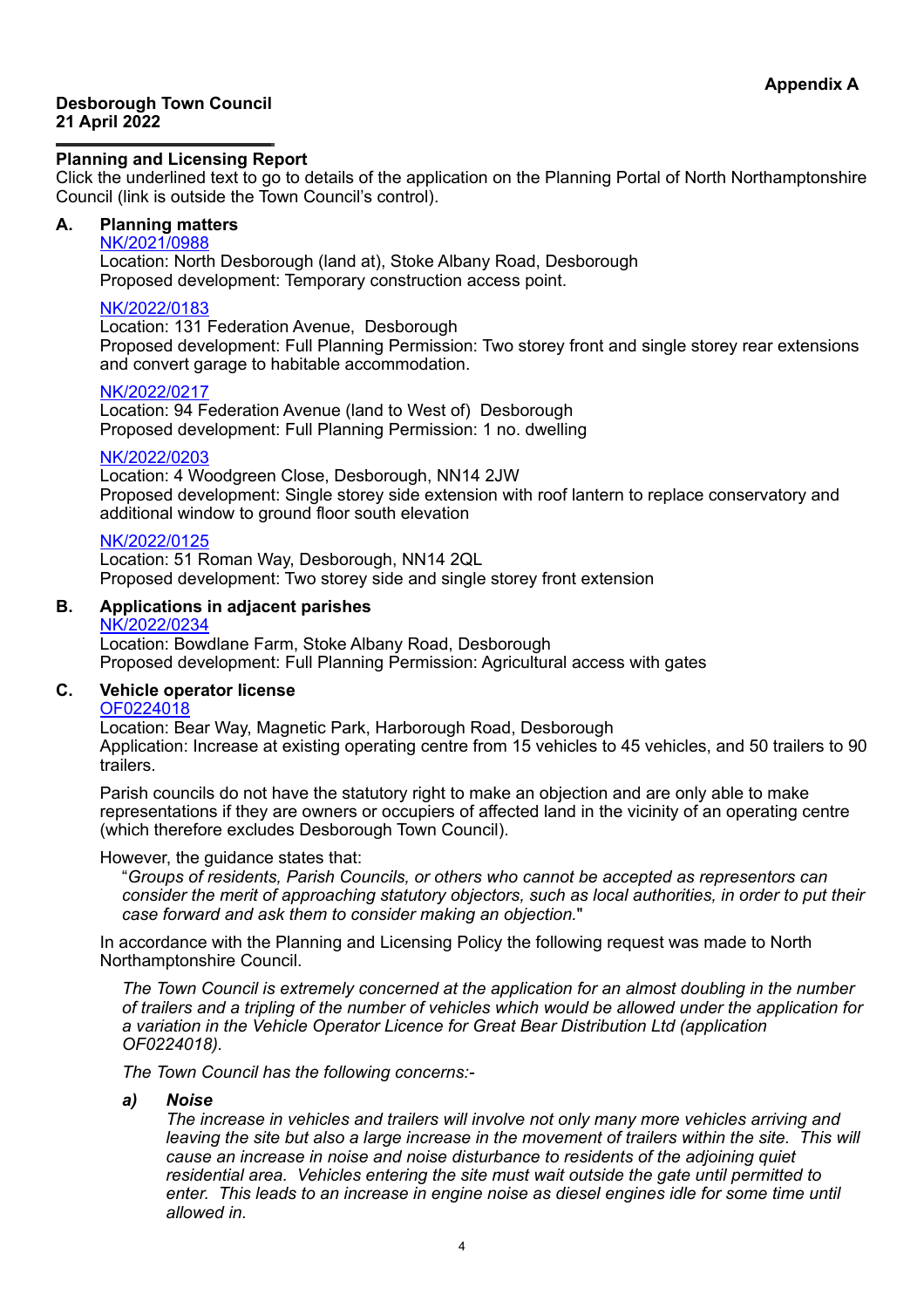**Appendix A**

**Desborough Town Council**
**21 April 2022**

---

### Planning and Licensing Report

Click the underlined text to go to details of the application on the Planning Portal of North Northamptonshire Council (link is outside the Town Council's control).

**A. Planning matters**

NK/2021/0988
Location: North Desborough (land at), Stoke Albany Road, Desborough
Proposed development: Temporary construction access point.

NK/2022/0183
Location: 131 Federation Avenue, Desborough
Proposed development: Full Planning Permission: Two storey front and single storey rear extensions and convert garage to habitable accommodation.

NK/2022/0217
Location: 94 Federation Avenue (land to West of) Desborough
Proposed development: Full Planning Permission: 1 no. dwelling

NK/2022/0203
Location: 4 Woodgreen Close, Desborough, NN14 2JW
Proposed development: Single storey side extension with roof lantern to replace conservatory and additional window to ground floor south elevation

NK/2022/0125
Location: 51 Roman Way, Desborough, NN14 2QL
Proposed development: Two storey side and single storey front extension

**B. Applications in adjacent parishes**

NK/2022/0234
Location: Bowdlane Farm, Stoke Albany Road, Desborough
Proposed development: Full Planning Permission: Agricultural access with gates

**C. Vehicle operator license**

OF0224018
Location: Bear Way, Magnetic Park, Harborough Road, Desborough
Application: Increase at existing operating centre from 15 vehicles to 45 vehicles, and 50 trailers to 90 trailers.

Parish councils do not have the statutory right to make an objection and are only able to make representations if they are owners or occupiers of affected land in the vicinity of an operating centre (which therefore excludes Desborough Town Council).

However, the guidance states that:

"*Groups of residents, Parish Councils, or others who cannot be accepted as representors can consider the merit of approaching statutory objectors, such as local authorities, in order to put their case forward and ask them to consider making an objection.*"

In accordance with the Planning and Licensing Policy the following request was made to North Northamptonshire Council.

*The Town Council is extremely concerned at the application for an almost doubling in the number of trailers and a tripling of the number of vehicles which would be allowed under the application for a variation in the Vehicle Operator Licence for Great Bear Distribution Ltd (application OF0224018).*

*The Town Council has the following concerns:-*

***a) Noise***
*The increase in vehicles and trailers will involve not only many more vehicles arriving and leaving the site but also a large increase in the movement of trailers within the site. This will cause an increase in noise and noise disturbance to residents of the adjoining quiet residential area. Vehicles entering the site must wait outside the gate until permitted to enter. This leads to an increase in engine noise as diesel engines idle for some time until allowed in.*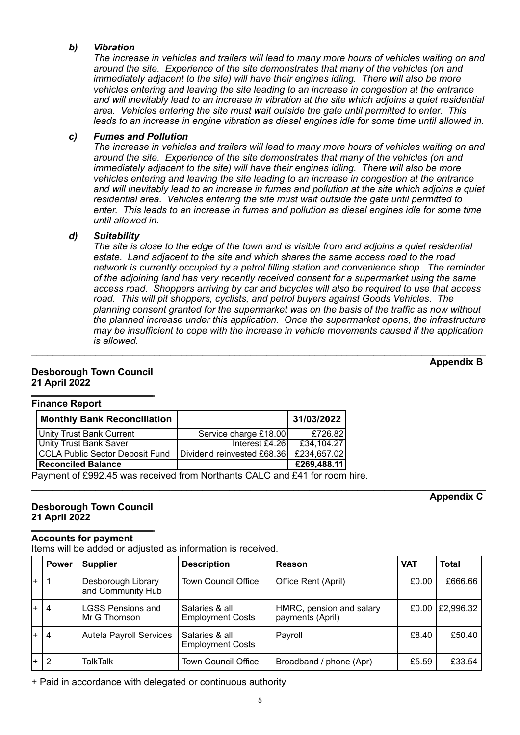### *b) Vibration*

*The increase in vehicles and trailers will lead to many more hours of vehicles waiting on and around the site. Experience of the site demonstrates that many of the vehicles (on and immediately adjacent to the site) will have their engines idling. There will also be more vehicles entering and leaving the site leading to an increase in congestion at the entrance and will inevitably lead to an increase in vibration at the site which adjoins a quiet residential area. Vehicles entering the site must wait outside the gate until permitted to enter. This leads to an increase in engine vibration as diesel engines idle for some time until allowed in.*

### *c) Fumes and Pollution*

*The increase in vehicles and trailers will lead to many more hours of vehicles waiting on and around the site. Experience of the site demonstrates that many of the vehicles (on and immediately adjacent to the site) will have their engines idling. There will also be more vehicles entering and leaving the site leading to an increase in congestion at the entrance and will inevitably lead to an increase in fumes and pollution at the site which adjoins a quiet residential area. Vehicles entering the site must wait outside the gate until permitted to enter. This leads to an increase in fumes and pollution as diesel engines idle for some time until allowed in.*

### *d) Suitability*

*The site is close to the edge of the town and is visible from and adjoins a quiet residential estate. Land adjacent to the site and which shares the same access road to the road network is currently occupied by a petrol filling station and convenience shop. The reminder of the adjoining land has very recently received consent for a supermarket using the same access road. Shoppers arriving by car and bicycles will also be required to use that access road. This will pit shoppers, cyclists, and petrol buyers against Goods Vehicles. The planning consent granted for the supermarket was on the basis of the traffic as now without the planned increase under this application. Once the supermarket opens, the infrastructure may be insufficient to cope with the increase in vehicle movements caused if the application is allowed.*

---

**Appendix B**

**Desborough Town Council**
**21 April 2022**

**Finance Report**

| Monthly Bank Reconciliation | | 31/03/2022 |
|---|---|---|
| Unity Trust Bank Current | Service charge £18.00 | £726.82 |
| Unity Trust Bank Saver | Interest £4.26 | £34,104.27 |
| CCLA Public Sector Deposit Fund | Dividend reinvested £68.36 | £234,657.02 |
| **Reconciled Balance** | | **£269,488.11** |

Payment of £992.45 was received from Northants CALC and £41 for room hire.

---

**Appendix C**

**Desborough Town Council**
**21 April 2022**

**Accounts for payment**

Items will be added or adjusted as information is received.

| | Power | Supplier | Description | Reason | VAT | Total |
|---|---|---|---|---|---|---|
| + | 1 | Desborough Library and Community Hub | Town Council Office | Office Rent (April) | £0.00 | £666.66 |
| + | 4 | LGSS Pensions and Mr G Thomson | Salaries & all Employment Costs | HMRC, pension and salary payments (April) | £0.00 | £2,996.32 |
| + | 4 | Autela Payroll Services | Salaries & all Employment Costs | Payroll | £8.40 | £50.40 |
| + | 2 | TalkTalk | Town Council Office | Broadband / phone (Apr) | £5.59 | £33.54 |

+ Paid in accordance with delegated or continuous authority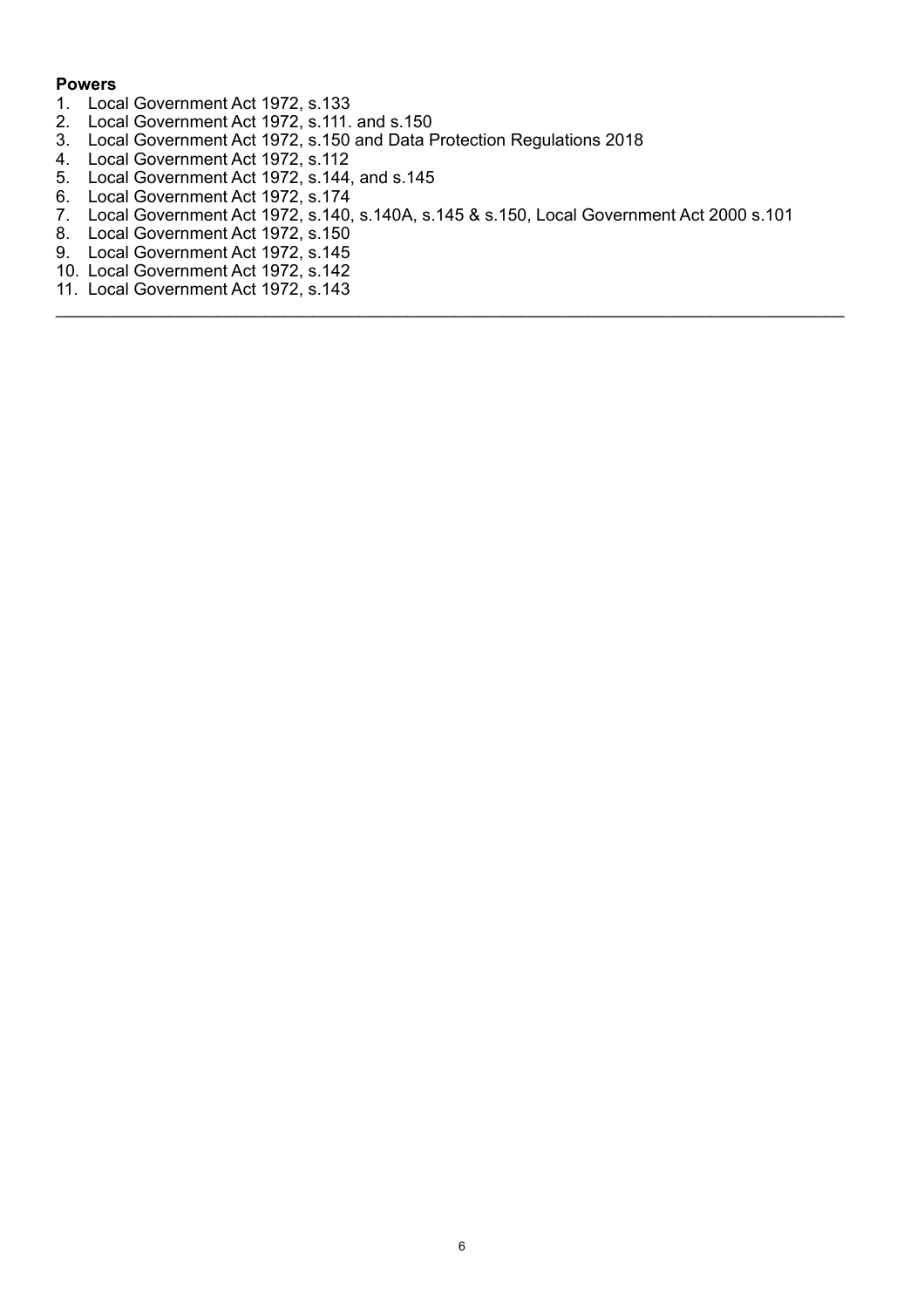**Powers**

1. Local Government Act 1972, s.133
2. Local Government Act 1972, s.111. and s.150
3. Local Government Act 1972, s.150 and Data Protection Regulations 2018
4. Local Government Act 1972, s.112
5. Local Government Act 1972, s.144, and s.145
6. Local Government Act 1972, s.174
7. Local Government Act 1972, s.140, s.140A, s.145 & s.150, Local Government Act 2000 s.101
8. Local Government Act 1972, s.150
9. Local Government Act 1972, s.145
10. Local Government Act 1972, s.142
11. Local Government Act 1972, s.143

---